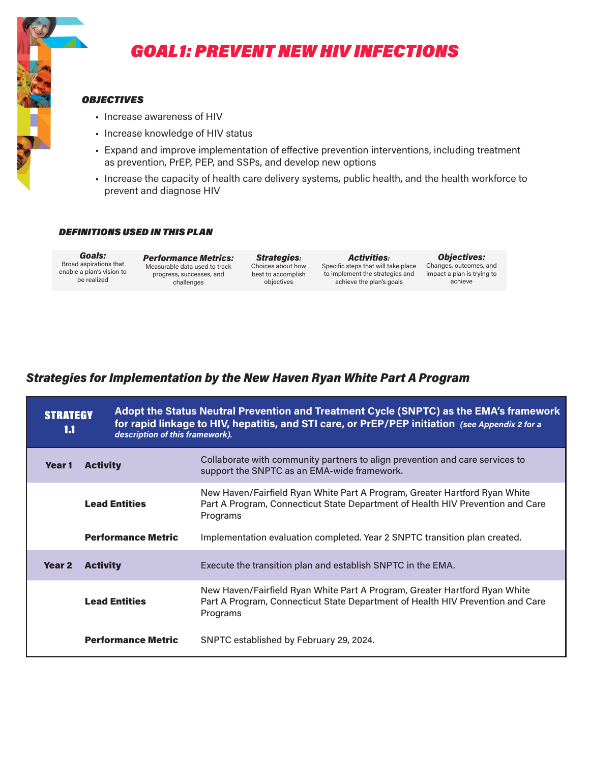# GOAL1: PREVENT NEW HIV INFECTIONS

### OBJECTIVES

- Increase awareness of HIV
- Increase knowledge of HIV status
- Expand and improve implementation of effective prevention interventions, including treatment as prevention, PrEP, PEP, and SSPs, and develop new options
- Increase the capacity of health care delivery systems, public health, and the health workforce to prevent and diagnose HIV

### DEFINITIONS USED IN THIS PLAN

| Goals: | Performance Metrics: | Strategies: | Activities: | Objectives: |
|---|---|---|---|---|
| Broad aspirations that enable a plan's vision to be realized | Measurable data used to track progress, successes, and challenges | Choices about how best to accomplish objectives | Specific steps that will take place to implement the strategies and achieve the plan's goals | Changes, outcomes, and impact a plan is trying to achieve |

## Strategies for Implementation by the New Haven Ryan White Part A Program

| STRATEGY 1.1 | Adopt the Status Neutral Prevention and Treatment Cycle (SNPTC) as the EMA's framework for rapid linkage to HIV, hepatitis, and STI care, or PrEP/PEP initiation *(see Appendix 2 for a description of this framework).* | |
|---|---|---|
| **Year 1** | **Activity** | Collaborate with community partners to align prevention and care services to support the SNPTC as an EMA-wide framework. |
| | **Lead Entities** | New Haven/Fairfield Ryan White Part A Program, Greater Hartford Ryan White Part A Program, Connecticut State Department of Health HIV Prevention and Care Programs |
| | **Performance Metric** | Implementation evaluation completed. Year 2 SNPTC transition plan created. |
| **Year 2** | **Activity** | Execute the transition plan and establish SNPTC in the EMA. |
| | **Lead Entities** | New Haven/Fairfield Ryan White Part A Program, Greater Hartford Ryan White Part A Program, Connecticut State Department of Health HIV Prevention and Care Programs |
| | **Performance Metric** | SNPTC established by February 29, 2024. |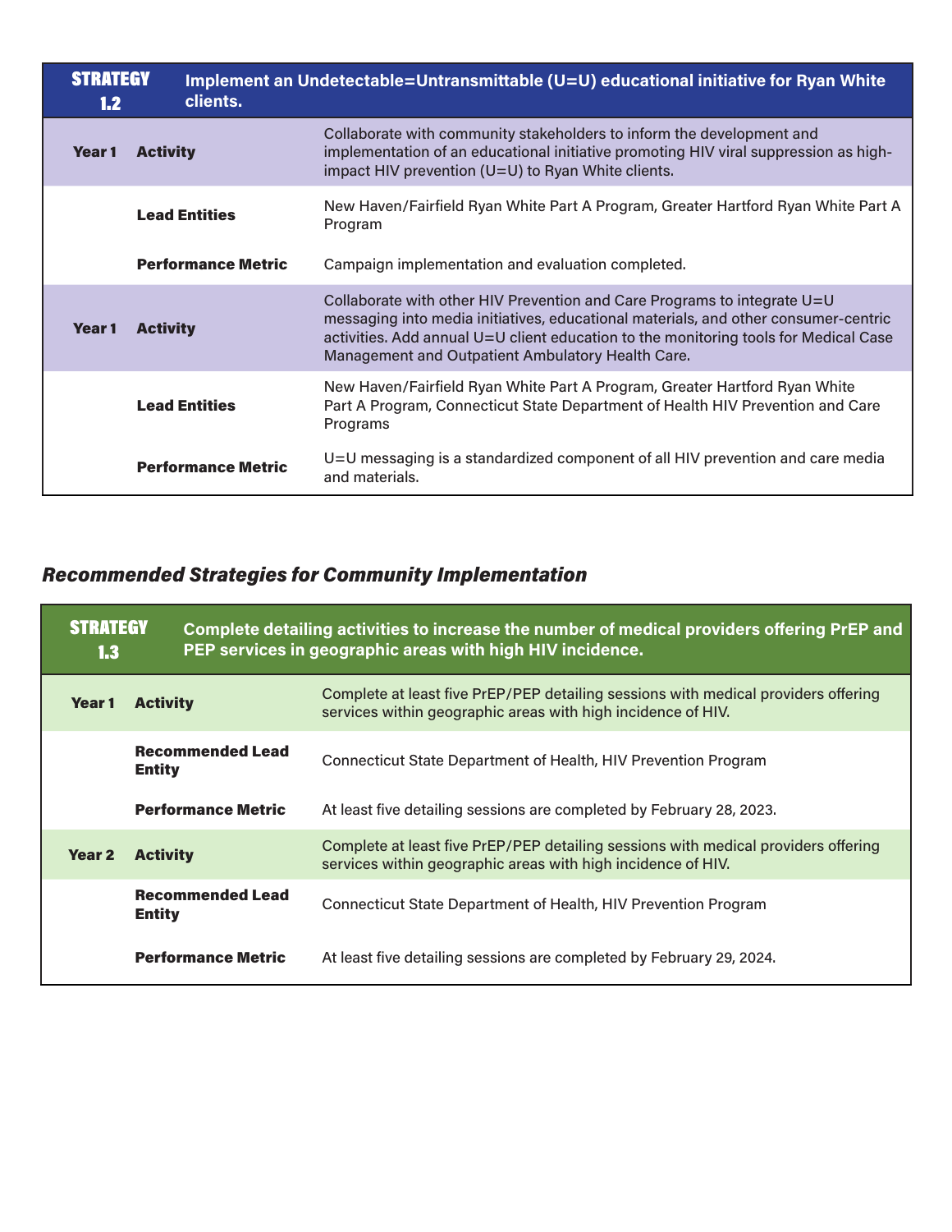| STRATEGY 1.2 | Implement an Undetectable=Untransmittable (U=U) educational initiative for Ryan White clients. | |
|---|---|---|
| **Year 1** | **Activity** | Collaborate with community stakeholders to inform the development and implementation of an educational initiative promoting HIV viral suppression as high-impact HIV prevention (U=U) to Ryan White clients. |
| | **Lead Entities** | New Haven/Fairfield Ryan White Part A Program, Greater Hartford Ryan White Part A Program |
| | **Performance Metric** | Campaign implementation and evaluation completed. |
| **Year 1** | **Activity** | Collaborate with other HIV Prevention and Care Programs to integrate U=U messaging into media initiatives, educational materials, and other consumer-centric activities. Add annual U=U client education to the monitoring tools for Medical Case Management and Outpatient Ambulatory Health Care. |
| | **Lead Entities** | New Haven/Fairfield Ryan White Part A Program, Greater Hartford Ryan White Part A Program, Connecticut State Department of Health HIV Prevention and Care Programs |
| | **Performance Metric** | U=U messaging is a standardized component of all HIV prevention and care media and materials. |

### *Recommended Strategies for Community Implementation*

| STRATEGY 1.3 | Complete detailing activities to increase the number of medical providers offering PrEP and PEP services in geographic areas with high HIV incidence. | |
|---|---|---|
| **Year 1** | **Activity** | Complete at least five PrEP/PEP detailing sessions with medical providers offering services within geographic areas with high incidence of HIV. |
| | **Recommended Lead Entity** | Connecticut State Department of Health, HIV Prevention Program |
| | **Performance Metric** | At least five detailing sessions are completed by February 28, 2023. |
| **Year 2** | **Activity** | Complete at least five PrEP/PEP detailing sessions with medical providers offering services within geographic areas with high incidence of HIV. |
| | **Recommended Lead Entity** | Connecticut State Department of Health, HIV Prevention Program |
| | **Performance Metric** | At least five detailing sessions are completed by February 29, 2024. |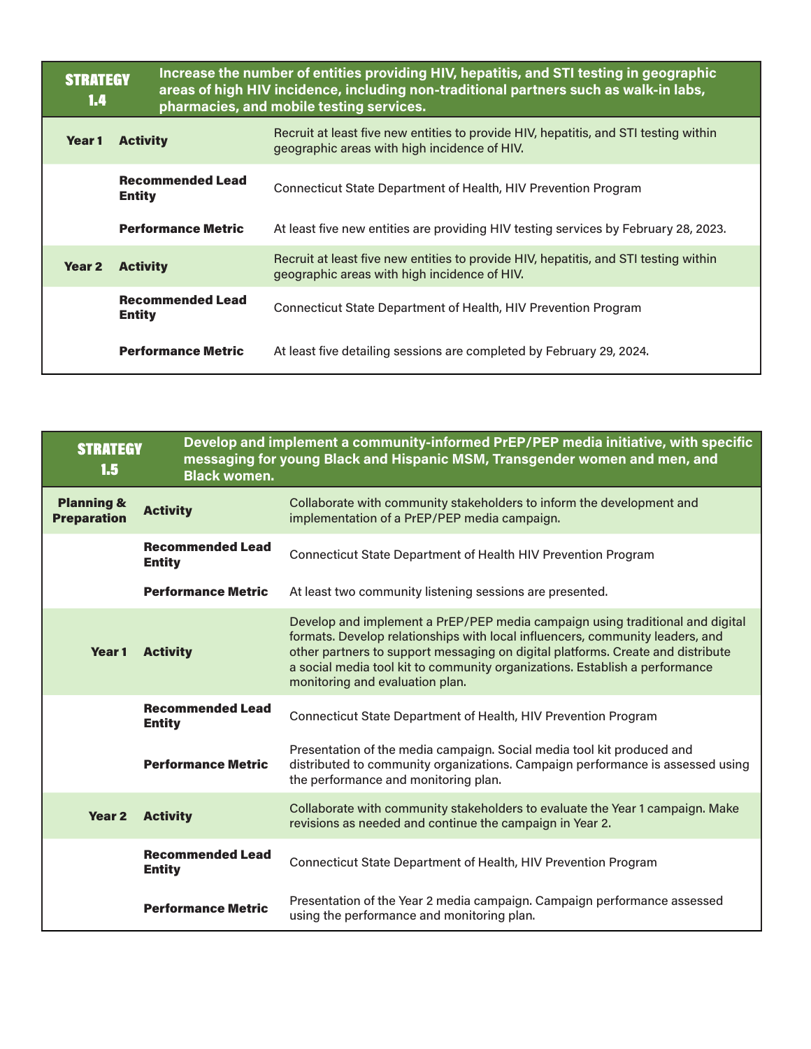| STRATEGY 1.4 | Increase the number of entities providing HIV, hepatitis, and STI testing in geographic areas of high HIV incidence, including non-traditional partners such as walk-in labs, pharmacies, and mobile testing services. | |
|---|---|---|
| **Year 1** | **Activity** | Recruit at least five new entities to provide HIV, hepatitis, and STI testing within geographic areas with high incidence of HIV. |
| | **Recommended Lead Entity** | Connecticut State Department of Health, HIV Prevention Program |
| | **Performance Metric** | At least five new entities are providing HIV testing services by February 28, 2023. |
| **Year 2** | **Activity** | Recruit at least five new entities to provide HIV, hepatitis, and STI testing within geographic areas with high incidence of HIV. |
| | **Recommended Lead Entity** | Connecticut State Department of Health, HIV Prevention Program |
| | **Performance Metric** | At least five detailing sessions are completed by February 29, 2024. |

| STRATEGY 1.5 | Develop and implement a community-informed PrEP/PEP media initiative, with specific messaging for young Black and Hispanic MSM, Transgender women and men, and Black women. | |
|---|---|---|
| **Planning & Preparation** | **Activity** | Collaborate with community stakeholders to inform the development and implementation of a PrEP/PEP media campaign. |
| | **Recommended Lead Entity** | Connecticut State Department of Health HIV Prevention Program |
| | **Performance Metric** | At least two community listening sessions are presented. |
| **Year 1** | **Activity** | Develop and implement a PrEP/PEP media campaign using traditional and digital formats. Develop relationships with local influencers, community leaders, and other partners to support messaging on digital platforms. Create and distribute a social media tool kit to community organizations. Establish a performance monitoring and evaluation plan. |
| | **Recommended Lead Entity** | Connecticut State Department of Health, HIV Prevention Program |
| | **Performance Metric** | Presentation of the media campaign. Social media tool kit produced and distributed to community organizations. Campaign performance is assessed using the performance and monitoring plan. |
| **Year 2** | **Activity** | Collaborate with community stakeholders to evaluate the Year 1 campaign. Make revisions as needed and continue the campaign in Year 2. |
| | **Recommended Lead Entity** | Connecticut State Department of Health, HIV Prevention Program |
| | **Performance Metric** | Presentation of the Year 2 media campaign. Campaign performance assessed using the performance and monitoring plan. |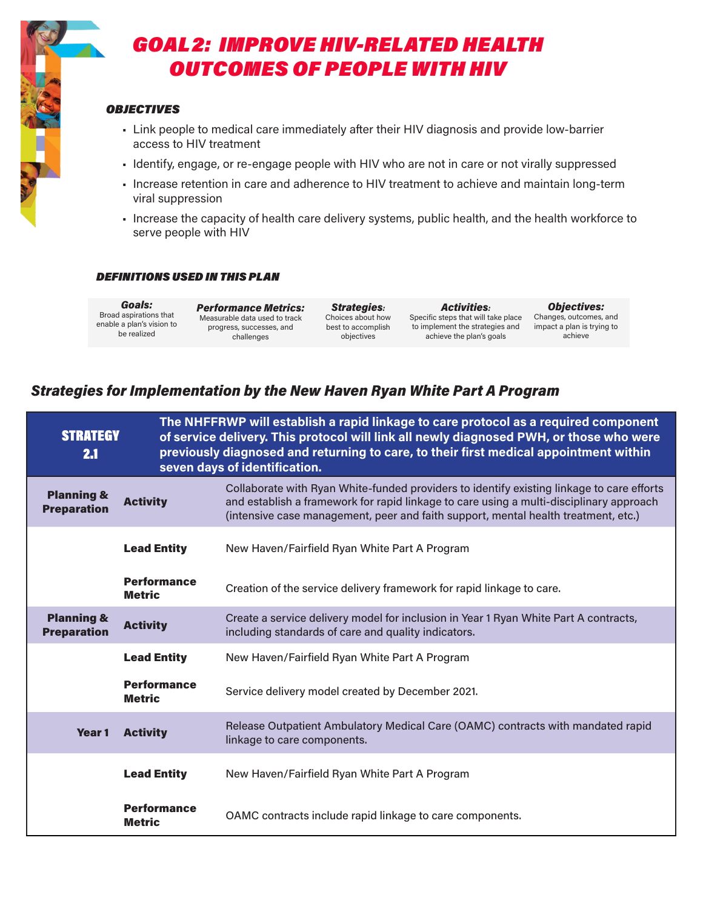// GOAL 2: IMPROVE HIV-RELATED HEALTH OUTCOMES OF PEOPLE WITH HIV

# GOAL 2: IMPROVE HIV-RELATED HEALTH OUTCOMES OF PEOPLE WITH HIV

### *OBJECTIVES*

- Link people to medical care immediately after their HIV diagnosis and provide low-barrier access to HIV treatment
- Identify, engage, or re-engage people with HIV who are not in care or not virally suppressed
- Increase retention in care and adherence to HIV treatment to achieve and maintain long-term viral suppression
- Increase the capacity of health care delivery systems, public health, and the health workforce to serve people with HIV

### *DEFINITIONS USED IN THIS PLAN*

| ***Goals:*** | ***Performance Metrics:*** | ***Strategies:*** | ***Activities:*** | ***Objectives:*** |
|---|---|---|---|---|
| Broad aspirations that enable a plan's vision to be realized | Measurable data used to track progress, successes, and challenges | Choices about how best to accomplish objectives | Specific steps that will take place to implement the strategies and achieve the plan's goals | Changes, outcomes, and impact a plan is trying to achieve |

## *Strategies for Implementation by the New Haven Ryan White Part A Program*

| **STRATEGY 2.1** | **The NHFFRWP will establish a rapid linkage to care protocol as a required component of service delivery. This protocol will link all newly diagnosed PWH, or those who were previously diagnosed and returning to care, to their first medical appointment within seven days of identification.** | |
|---|---|---|
| **Planning & Preparation** | **Activity** | Collaborate with Ryan White-funded providers to identify existing linkage to care efforts and establish a framework for rapid linkage to care using a multi-disciplinary approach (intensive case management, peer and faith support, mental health treatment, etc.) |
| | **Lead Entity** | New Haven/Fairfield Ryan White Part A Program |
| | **Performance Metric** | Creation of the service delivery framework for rapid linkage to care. |
| **Planning & Preparation** | **Activity** | Create a service delivery model for inclusion in Year 1 Ryan White Part A contracts, including standards of care and quality indicators. |
| | **Lead Entity** | New Haven/Fairfield Ryan White Part A Program |
| | **Performance Metric** | Service delivery model created by December 2021. |
| **Year 1** | **Activity** | Release Outpatient Ambulatory Medical Care (OAMC) contracts with mandated rapid linkage to care components. |
| | **Lead Entity** | New Haven/Fairfield Ryan White Part A Program |
| | **Performance Metric** | OAMC contracts include rapid linkage to care components. |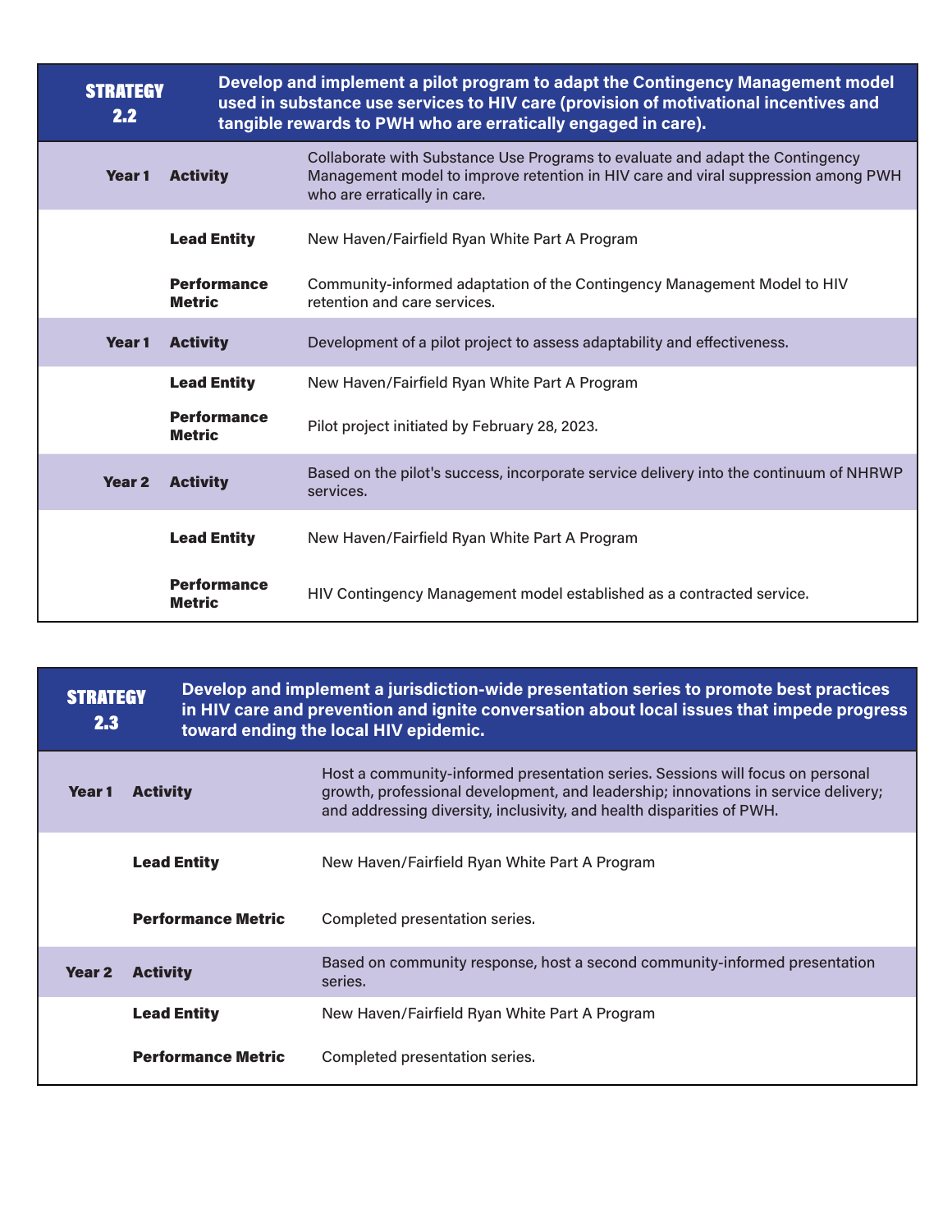| STRATEGY 2.2 | | Develop and implement a pilot program to adapt the Contingency Management model used in substance use services to HIV care (provision of motivational incentives and tangible rewards to PWH who are erratically engaged in care). |
|---|---|---|
| **Year 1** | **Activity** | Collaborate with Substance Use Programs to evaluate and adapt the Contingency Management model to improve retention in HIV care and viral suppression among PWH who are erratically in care. |
| | **Lead Entity** | New Haven/Fairfield Ryan White Part A Program |
| | **Performance Metric** | Community-informed adaptation of the Contingency Management Model to HIV retention and care services. |
| **Year 1** | **Activity** | Development of a pilot project to assess adaptability and effectiveness. |
| | **Lead Entity** | New Haven/Fairfield Ryan White Part A Program |
| | **Performance Metric** | Pilot project initiated by February 28, 2023. |
| **Year 2** | **Activity** | Based on the pilot's success, incorporate service delivery into the continuum of NHRWP services. |
| | **Lead Entity** | New Haven/Fairfield Ryan White Part A Program |
| | **Performance Metric** | HIV Contingency Management model established as a contracted service. |

| STRATEGY 2.3 | | Develop and implement a jurisdiction-wide presentation series to promote best practices in HIV care and prevention and ignite conversation about local issues that impede progress toward ending the local HIV epidemic. |
|---|---|---|
| **Year 1** | **Activity** | Host a community-informed presentation series. Sessions will focus on personal growth, professional development, and leadership; innovations in service delivery; and addressing diversity, inclusivity, and health disparities of PWH. |
| | **Lead Entity** | New Haven/Fairfield Ryan White Part A Program |
| | **Performance Metric** | Completed presentation series. |
| **Year 2** | **Activity** | Based on community response, host a second community-informed presentation series. |
| | **Lead Entity** | New Haven/Fairfield Ryan White Part A Program |
| | **Performance Metric** | Completed presentation series. |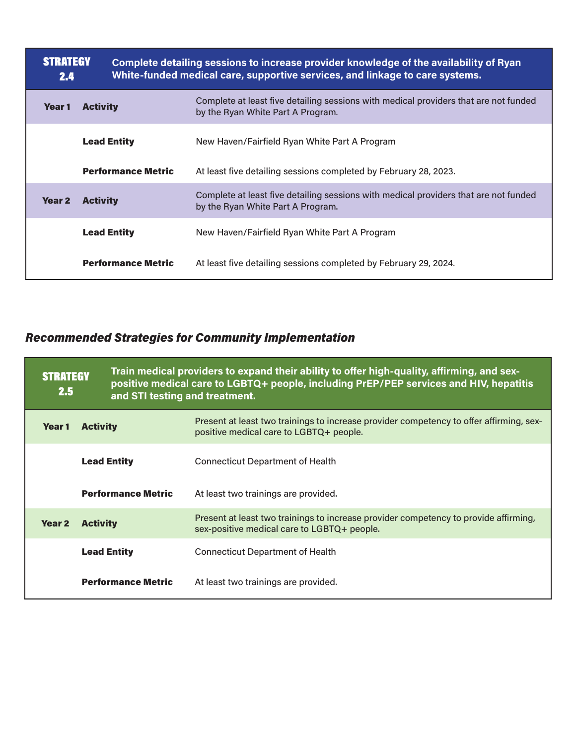| STRATEGY 2.4 | Complete detailing sessions to increase provider knowledge of the availability of Ryan White-funded medical care, supportive services, and linkage to care systems. | |
|---|---|---|
| **Year 1** | **Activity** | Complete at least five detailing sessions with medical providers that are not funded by the Ryan White Part A Program. |
| | **Lead Entity** | New Haven/Fairfield Ryan White Part A Program |
| | **Performance Metric** | At least five detailing sessions completed by February 28, 2023. |
| **Year 2** | **Activity** | Complete at least five detailing sessions with medical providers that are not funded by the Ryan White Part A Program. |
| | **Lead Entity** | New Haven/Fairfield Ryan White Part A Program |
| | **Performance Metric** | At least five detailing sessions completed by February 29, 2024. |

## *Recommended Strategies for Community Implementation*

| STRATEGY 2.5 | Train medical providers to expand their ability to offer high-quality, affirming, and sex-positive medical care to LGBTQ+ people, including PrEP/PEP services and HIV, hepatitis and STI testing and treatment. | |
|---|---|---|
| **Year 1** | **Activity** | Present at least two trainings to increase provider competency to offer affirming, sex-positive medical care to LGBTQ+ people. |
| | **Lead Entity** | Connecticut Department of Health |
| | **Performance Metric** | At least two trainings are provided. |
| **Year 2** | **Activity** | Present at least two trainings to increase provider competency to provide affirming, sex-positive medical care to LGBTQ+ people. |
| | **Lead Entity** | Connecticut Department of Health |
| | **Performance Metric** | At least two trainings are provided. |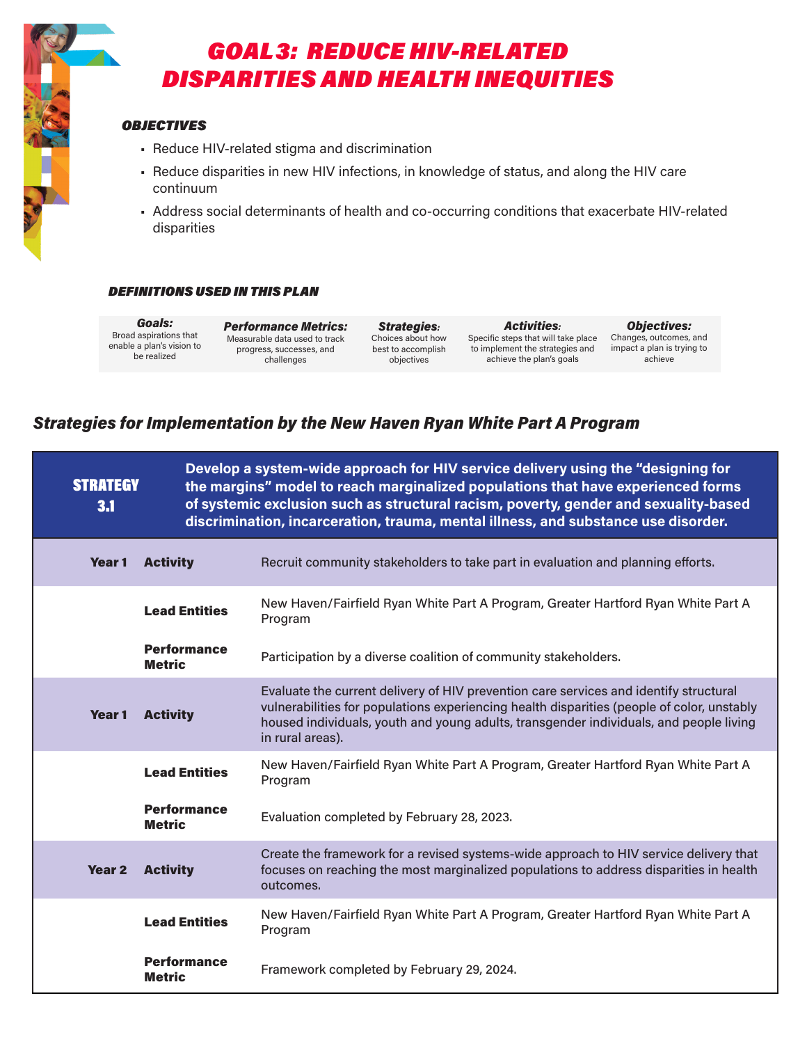# GOAL 3: REDUCE HIV-RELATED DISPARITIES AND HEALTH INEQUITIES

### *OBJECTIVES*

- Reduce HIV-related stigma and discrimination
- Reduce disparities in new HIV infections, in knowledge of status, and along the HIV care continuum
- Address social determinants of health and co-occurring conditions that exacerbate HIV-related disparities

### *DEFINITIONS USED IN THIS PLAN*

| ***Goals:*** | ***Performance Metrics:*** | ***Strategies:*** | ***Activities:*** | ***Objectives:*** |
|---|---|---|---|---|
| Broad aspirations that enable a plan's vision to be realized | Measurable data used to track progress, successes, and challenges | Choices about how best to accomplish objectives | Specific steps that will take place to implement the strategies and achieve the plan's goals | Changes, outcomes, and impact a plan is trying to achieve |

## *Strategies for Implementation by the New Haven Ryan White Part A Program*

| **STRATEGY 3.1** | | **Develop a system-wide approach for HIV service delivery using the "designing for the margins" model to reach marginalized populations that have experienced forms of systemic exclusion such as structural racism, poverty, gender and sexuality-based discrimination, incarceration, trauma, mental illness, and substance use disorder.** |
|---|---|---|
| **Year 1** | **Activity** | Recruit community stakeholders to take part in evaluation and planning efforts. |
| | **Lead Entities** | New Haven/Fairfield Ryan White Part A Program, Greater Hartford Ryan White Part A Program |
| | **Performance Metric** | Participation by a diverse coalition of community stakeholders. |
| **Year 1** | **Activity** | Evaluate the current delivery of HIV prevention care services and identify structural vulnerabilities for populations experiencing health disparities (people of color, unstably housed individuals, youth and young adults, transgender individuals, and people living in rural areas). |
| | **Lead Entities** | New Haven/Fairfield Ryan White Part A Program, Greater Hartford Ryan White Part A Program |
| | **Performance Metric** | Evaluation completed by February 28, 2023. |
| **Year 2** | **Activity** | Create the framework for a revised systems-wide approach to HIV service delivery that focuses on reaching the most marginalized populations to address disparities in health outcomes. |
| | **Lead Entities** | New Haven/Fairfield Ryan White Part A Program, Greater Hartford Ryan White Part A Program |
| | **Performance Metric** | Framework completed by February 29, 2024. |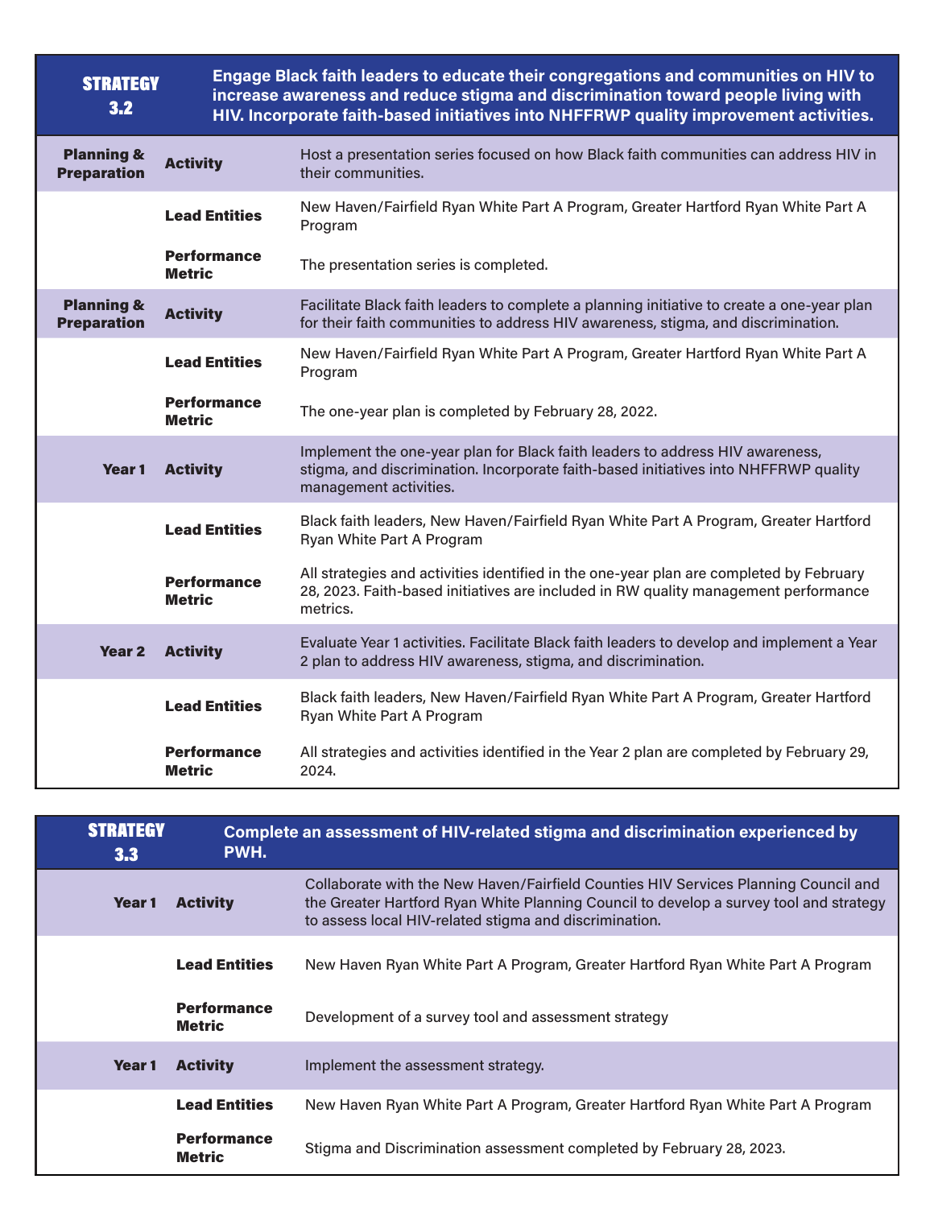| STRATEGY 3.2 | | Engage Black faith leaders to educate their congregations and communities on HIV to increase awareness and reduce stigma and discrimination toward people living with HIV. Incorporate faith-based initiatives into NHFFRWP quality improvement activities. |
|---|---|---|
| **Planning & Preparation** | **Activity** | Host a presentation series focused on how Black faith communities can address HIV in their communities. |
| | **Lead Entities** | New Haven/Fairfield Ryan White Part A Program, Greater Hartford Ryan White Part A Program |
| | **Performance Metric** | The presentation series is completed. |
| **Planning & Preparation** | **Activity** | Facilitate Black faith leaders to complete a planning initiative to create a one-year plan for their faith communities to address HIV awareness, stigma, and discrimination. |
| | **Lead Entities** | New Haven/Fairfield Ryan White Part A Program, Greater Hartford Ryan White Part A Program |
| | **Performance Metric** | The one-year plan is completed by February 28, 2022. |
| **Year 1** | **Activity** | Implement the one-year plan for Black faith leaders to address HIV awareness, stigma, and discrimination. Incorporate faith-based initiatives into NHFFRWP quality management activities. |
| | **Lead Entities** | Black faith leaders, New Haven/Fairfield Ryan White Part A Program, Greater Hartford Ryan White Part A Program |
| | **Performance Metric** | All strategies and activities identified in the one-year plan are completed by February 28, 2023. Faith-based initiatives are included in RW quality management performance metrics. |
| **Year 2** | **Activity** | Evaluate Year 1 activities. Facilitate Black faith leaders to develop and implement a Year 2 plan to address HIV awareness, stigma, and discrimination. |
| | **Lead Entities** | Black faith leaders, New Haven/Fairfield Ryan White Part A Program, Greater Hartford Ryan White Part A Program |
| | **Performance Metric** | All strategies and activities identified in the Year 2 plan are completed by February 29, 2024. |

| STRATEGY 3.3 | | Complete an assessment of HIV-related stigma and discrimination experienced by PWH. |
|---|---|---|
| **Year 1** | **Activity** | Collaborate with the New Haven/Fairfield Counties HIV Services Planning Council and the Greater Hartford Ryan White Planning Council to develop a survey tool and strategy to assess local HIV-related stigma and discrimination. |
| | **Lead Entities** | New Haven Ryan White Part A Program, Greater Hartford Ryan White Part A Program |
| | **Performance Metric** | Development of a survey tool and assessment strategy |
| **Year 1** | **Activity** | Implement the assessment strategy. |
| | **Lead Entities** | New Haven Ryan White Part A Program, Greater Hartford Ryan White Part A Program |
| | **Performance Metric** | Stigma and Discrimination assessment completed by February 28, 2023. |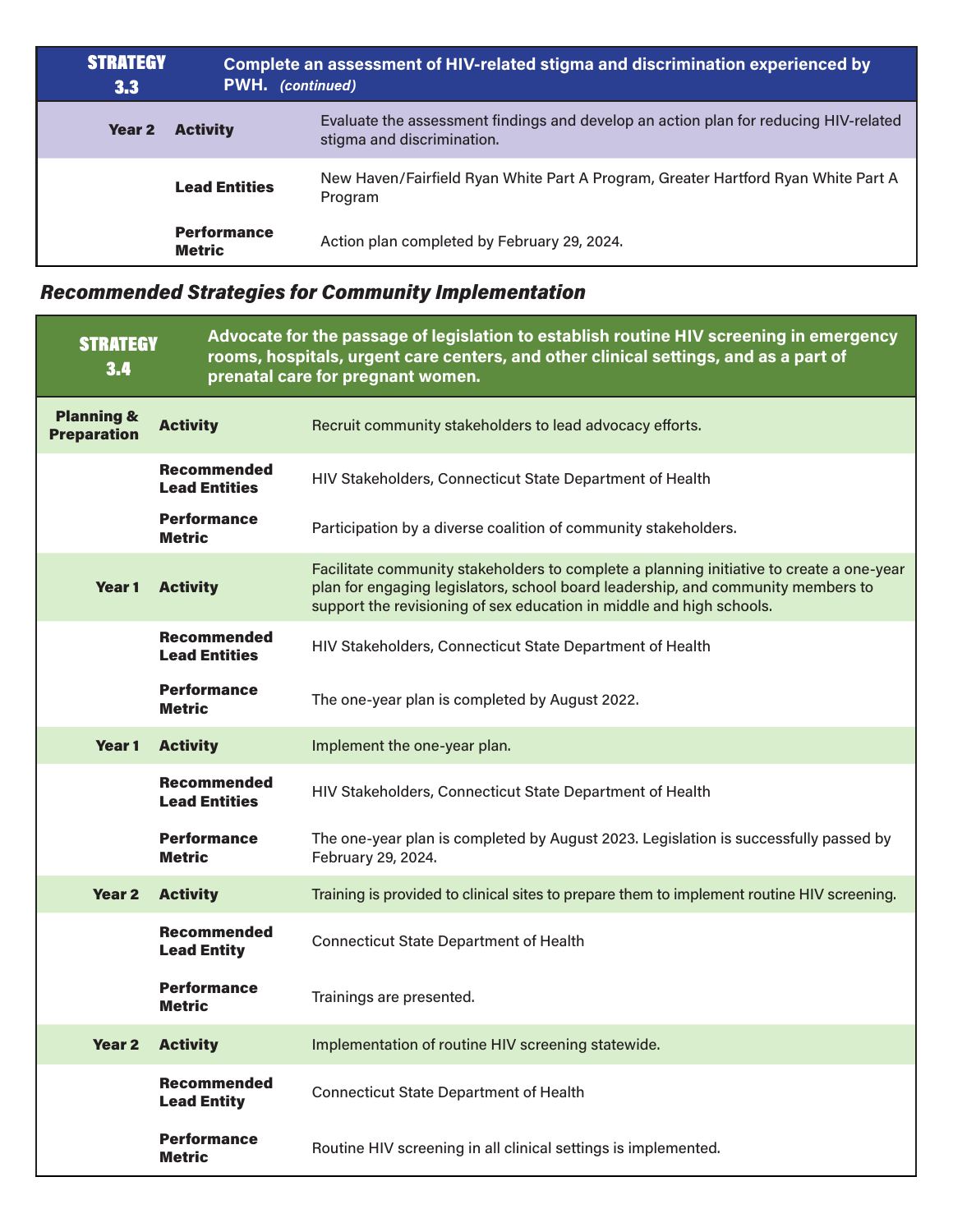| STRATEGY 3.3 | Complete an assessment of HIV-related stigma and discrimination experienced by PWH. *(continued)* | |
|---|---|---|
| **Year 2** | **Activity** | Evaluate the assessment findings and develop an action plan for reducing HIV-related stigma and discrimination. |
| | **Lead Entities** | New Haven/Fairfield Ryan White Part A Program, Greater Hartford Ryan White Part A Program |
| | **Performance Metric** | Action plan completed by February 29, 2024. |

## *Recommended Strategies for Community Implementation*

| STRATEGY 3.4 | Advocate for the passage of legislation to establish routine HIV screening in emergency rooms, hospitals, urgent care centers, and other clinical settings, and as a part of prenatal care for pregnant women. | |
|---|---|---|
| **Planning & Preparation** | **Activity** | Recruit community stakeholders to lead advocacy efforts. |
| | **Recommended Lead Entities** | HIV Stakeholders, Connecticut State Department of Health |
| | **Performance Metric** | Participation by a diverse coalition of community stakeholders. |
| **Year 1** | **Activity** | Facilitate community stakeholders to complete a planning initiative to create a one-year plan for engaging legislators, school board leadership, and community members to support the revisioning of sex education in middle and high schools. |
| | **Recommended Lead Entities** | HIV Stakeholders, Connecticut State Department of Health |
| | **Performance Metric** | The one-year plan is completed by August 2022. |
| **Year 1** | **Activity** | Implement the one-year plan. |
| | **Recommended Lead Entities** | HIV Stakeholders, Connecticut State Department of Health |
| | **Performance Metric** | The one-year plan is completed by August 2023. Legislation is successfully passed by February 29, 2024. |
| **Year 2** | **Activity** | Training is provided to clinical sites to prepare them to implement routine HIV screening. |
| | **Recommended Lead Entity** | Connecticut State Department of Health |
| | **Performance Metric** | Trainings are presented. |
| **Year 2** | **Activity** | Implementation of routine HIV screening statewide. |
| | **Recommended Lead Entity** | Connecticut State Department of Health |
| | **Performance Metric** | Routine HIV screening in all clinical settings is implemented. |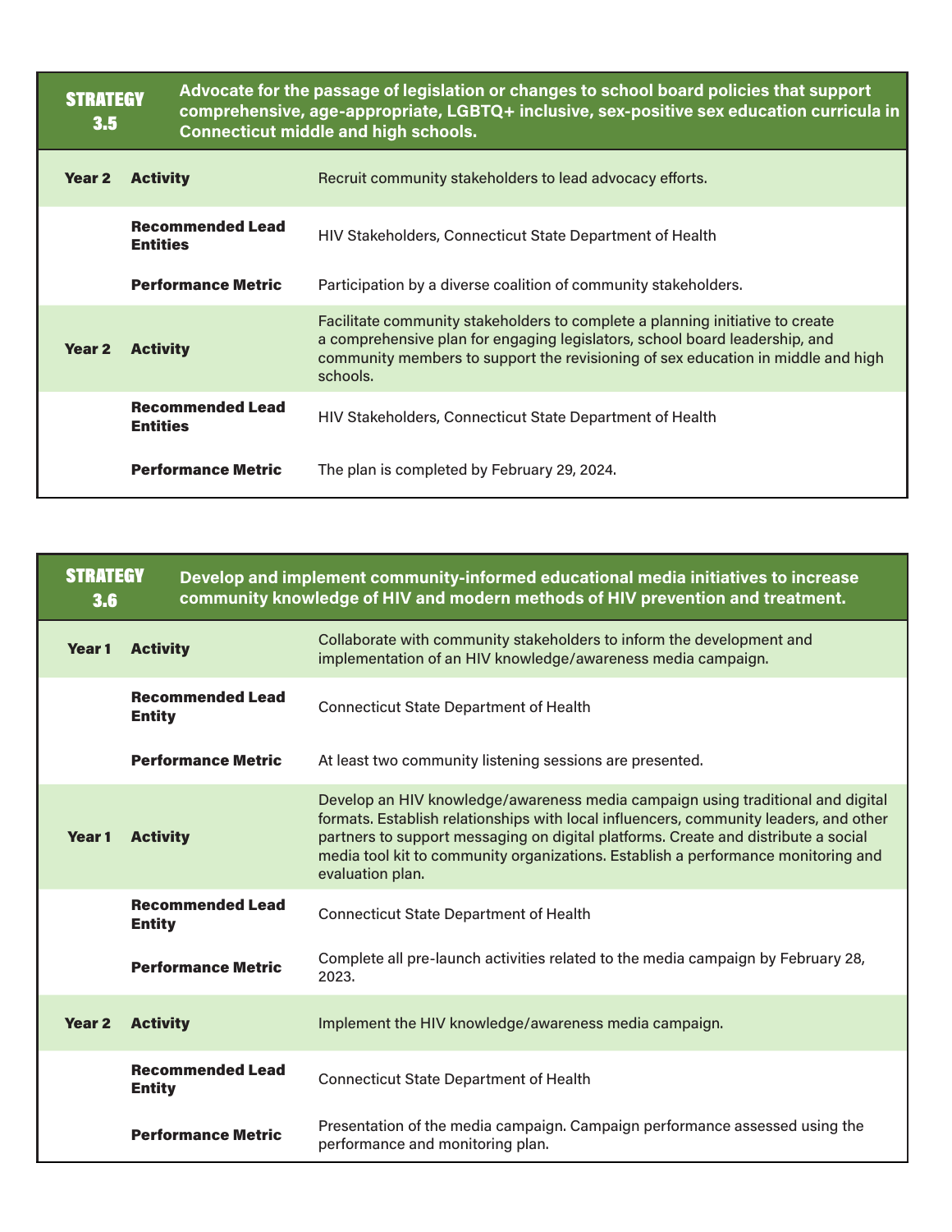| STRATEGY 3.5 | Advocate for the passage of legislation or changes to school board policies that support comprehensive, age-appropriate, LGBTQ+ inclusive, sex-positive sex education curricula in Connecticut middle and high schools. | |
|---|---|---|
| **Year 2** | **Activity** | Recruit community stakeholders to lead advocacy efforts. |
| | **Recommended Lead Entities** | HIV Stakeholders, Connecticut State Department of Health |
| | **Performance Metric** | Participation by a diverse coalition of community stakeholders. |
| **Year 2** | **Activity** | Facilitate community stakeholders to complete a planning initiative to create a comprehensive plan for engaging legislators, school board leadership, and community members to support the revisioning of sex education in middle and high schools. |
| | **Recommended Lead Entities** | HIV Stakeholders, Connecticut State Department of Health |
| | **Performance Metric** | The plan is completed by February 29, 2024. |

| STRATEGY 3.6 | Develop and implement community-informed educational media initiatives to increase community knowledge of HIV and modern methods of HIV prevention and treatment. | |
|---|---|---|
| **Year 1** | **Activity** | Collaborate with community stakeholders to inform the development and implementation of an HIV knowledge/awareness media campaign. |
| | **Recommended Lead Entity** | Connecticut State Department of Health |
| | **Performance Metric** | At least two community listening sessions are presented. |
| **Year 1** | **Activity** | Develop an HIV knowledge/awareness media campaign using traditional and digital formats. Establish relationships with local influencers, community leaders, and other partners to support messaging on digital platforms. Create and distribute a social media tool kit to community organizations. Establish a performance monitoring and evaluation plan. |
| | **Recommended Lead Entity** | Connecticut State Department of Health |
| | **Performance Metric** | Complete all pre-launch activities related to the media campaign by February 28, 2023. |
| **Year 2** | **Activity** | Implement the HIV knowledge/awareness media campaign. |
| | **Recommended Lead Entity** | Connecticut State Department of Health |
| | **Performance Metric** | Presentation of the media campaign. Campaign performance assessed using the performance and monitoring plan. |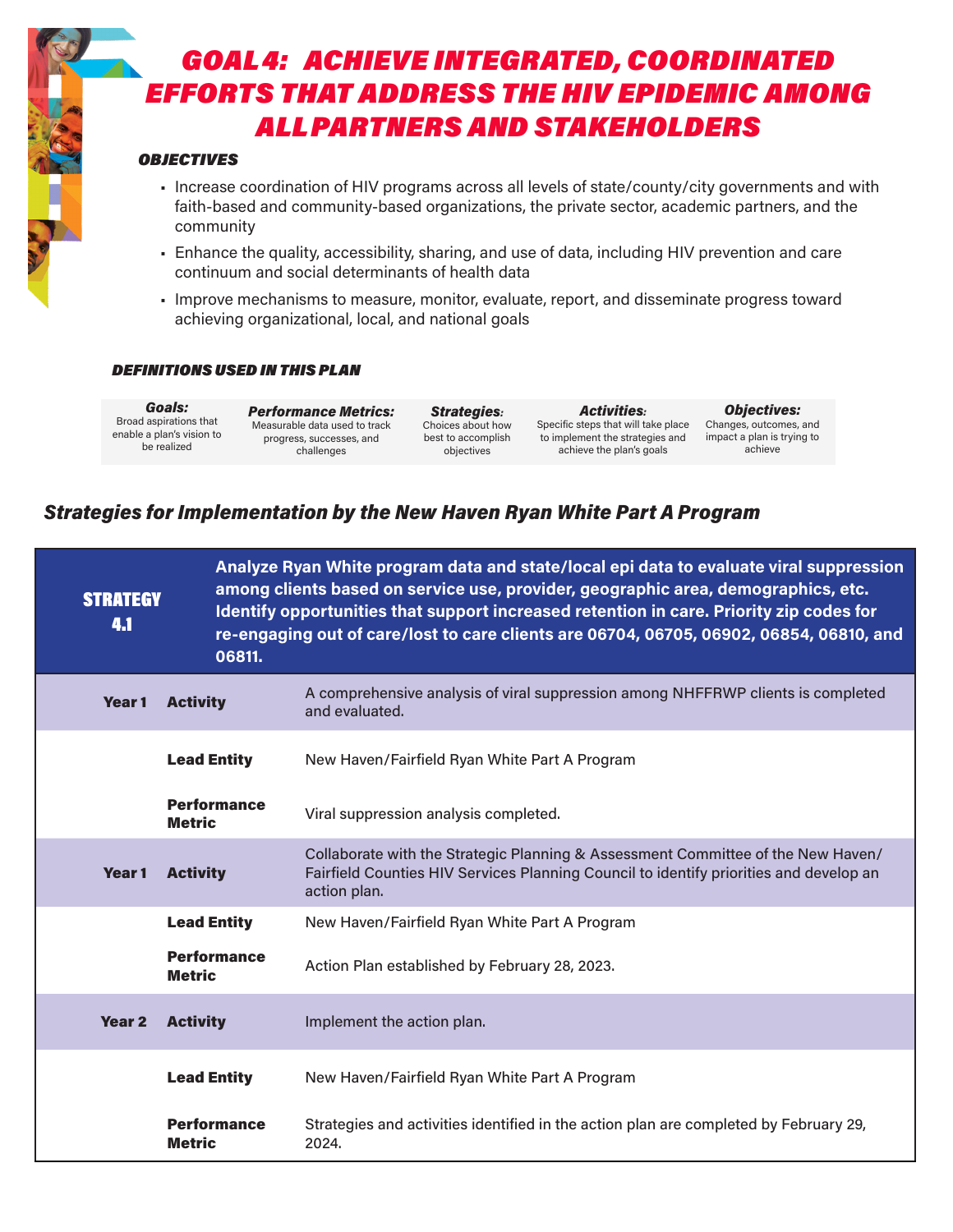# GOAL 4: ACHIEVE INTEGRATED, COORDINATED EFFORTS THAT ADDRESS THE HIV EPIDEMIC AMONG ALL PARTNERS AND STAKEHOLDERS

### OBJECTIVES

- Increase coordination of HIV programs across all levels of state/county/city governments and with faith-based and community-based organizations, the private sector, academic partners, and the community
- Enhance the quality, accessibility, sharing, and use of data, including HIV prevention and care continuum and social determinants of health data
- Improve mechanisms to measure, monitor, evaluate, report, and disseminate progress toward achieving organizational, local, and national goals

### DEFINITIONS USED IN THIS PLAN

| Goals: | Performance Metrics: | Strategies: | Activities: | Objectives: |
|---|---|---|---|---|
| Broad aspirations that enable a plan's vision to be realized | Measurable data used to track progress, successes, and challenges | Choices about how best to accomplish objectives | Specific steps that will take place to implement the strategies and achieve the plan's goals | Changes, outcomes, and impact a plan is trying to achieve |

## Strategies for Implementation by the New Haven Ryan White Part A Program

| STRATEGY 4.1 | | Analyze Ryan White program data and state/local epi data to evaluate viral suppression among clients based on service use, provider, geographic area, demographics, etc. Identify opportunities that support increased retention in care. Priority zip codes for re-engaging out of care/lost to care clients are 06704, 06705, 06902, 06854, 06810, and 06811. |
|---|---|---|
| Year 1 | Activity | A comprehensive analysis of viral suppression among NHFFRWP clients is completed and evaluated. |
| | Lead Entity | New Haven/Fairfield Ryan White Part A Program |
| | Performance Metric | Viral suppression analysis completed. |
| Year 1 | Activity | Collaborate with the Strategic Planning & Assessment Committee of the New Haven/ Fairfield Counties HIV Services Planning Council to identify priorities and develop an action plan. |
| | Lead Entity | New Haven/Fairfield Ryan White Part A Program |
| | Performance Metric | Action Plan established by February 28, 2023. |
| Year 2 | Activity | Implement the action plan. |
| | Lead Entity | New Haven/Fairfield Ryan White Part A Program |
| | Performance Metric | Strategies and activities identified in the action plan are completed by February 29, 2024. |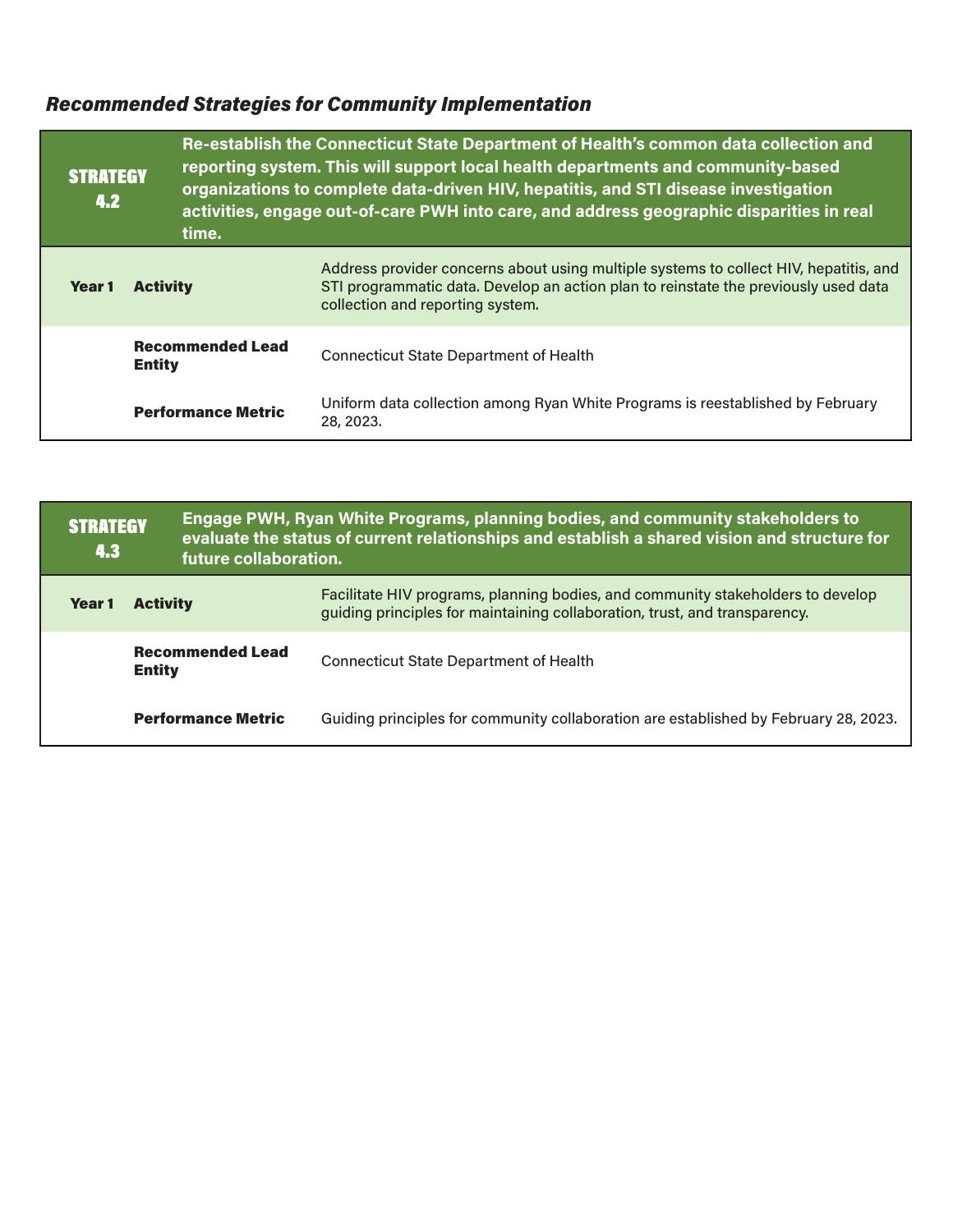### *Recommended Strategies for Community Implementation*

| | | |
|---|---|---|
| **STRATEGY 4.2** | **Re-establish the Connecticut State Department of Health's common data collection and reporting system. This will support local health departments and community-based organizations to complete data-driven HIV, hepatitis, and STI disease investigation activities, engage out-of-care PWH into care, and address geographic disparities in real time.** | |
| **Year 1** | **Activity** | Address provider concerns about using multiple systems to collect HIV, hepatitis, and STI programmatic data. Develop an action plan to reinstate the previously used data collection and reporting system. |
| | **Recommended Lead Entity** | Connecticut State Department of Health |
| | **Performance Metric** | Uniform data collection among Ryan White Programs is reestablished by February 28, 2023. |

| | | |
|---|---|---|
| **STRATEGY 4.3** | **Engage PWH, Ryan White Programs, planning bodies, and community stakeholders to evaluate the status of current relationships and establish a shared vision and structure for future collaboration.** | |
| **Year 1** | **Activity** | Facilitate HIV programs, planning bodies, and community stakeholders to develop guiding principles for maintaining collaboration, trust, and transparency. |
| | **Recommended Lead Entity** | Connecticut State Department of Health |
| | **Performance Metric** | Guiding principles for community collaboration are established by February 28, 2023. |